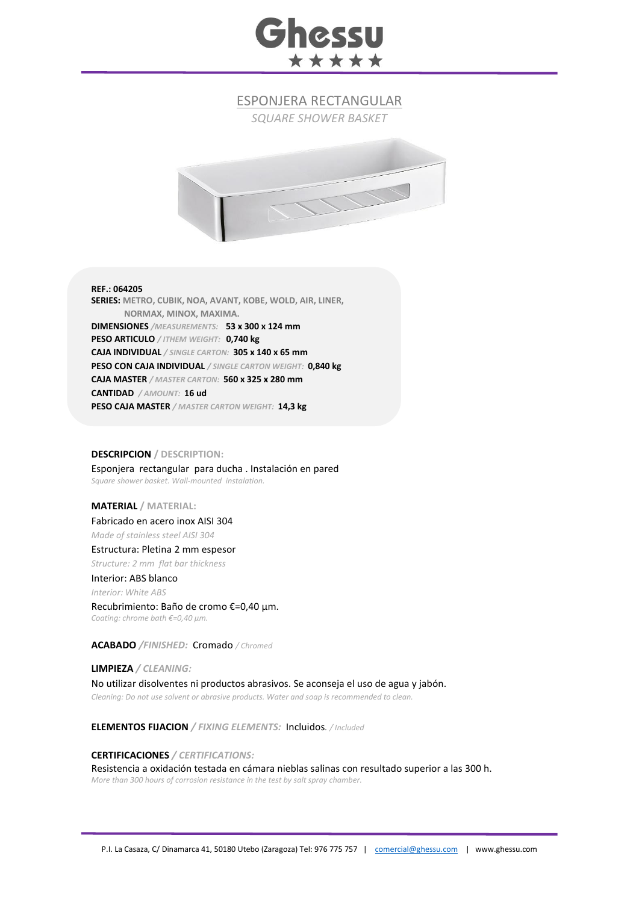# Ghessu

## ESPONJERA RECTANGULAR

*SQUARE SHOWER BASKET*

**REF.: 064205**
**SERIES:** METRO, CUBIK, NOA, AVANT, KOBE, WOLD, AIR, LINER, NORMAX, MINOX, MAXIMA.
**DIMENSIONES** */MEASUREMENTS:* **53 x 300 x 124 mm**
**PESO ARTICULO** */ ITHEM WEIGHT:* **0,740 kg**
**CAJA INDIVIDUAL** */ SINGLE CARTON:* **305 x 140 x 65 mm**
**PESO CON CAJA INDIVIDUAL** */ SINGLE CARTON WEIGHT:* **0,840 kg**
**CAJA MASTER** */ MASTER CARTON:* **560 x 325 x 280 mm**
**CANTIDAD** */ AMOUNT:* **16 ud**
**PESO CAJA MASTER** */ MASTER CARTON WEIGHT:* **14,3 kg**

**DESCRIPCION / DESCRIPTION:**

Esponjera rectangular para ducha . Instalación en pared
*Square shower basket. Wall-mounted instalation.*

**MATERIAL / MATERIAL:**

Fabricado en acero inox AISI 304
*Made of stainless steel AISI 304*

Estructura: Pletina 2 mm espesor
*Structure: 2 mm flat bar thickness*

Interior: ABS blanco
*Interior: White ABS*

Recubrimiento: Baño de cromo €=0,40 µm.
*Coating: chrome bath €=0,40 µm.*

**ACABADO** */FINISHED:* Cromado */ Chromed*

**LIMPIEZA** */ CLEANING:*

No utilizar disolventes ni productos abrasivos. Se aconseja el uso de agua y jabón.
*Cleaning: Do not use solvent or abrasive products. Water and soap is recommended to clean.*

**ELEMENTOS FIJACION** */ FIXING ELEMENTS:* Incluidos*. / Included*

**CERTIFICACIONES** */ CERTIFICATIONS:*

Resistencia a oxidación testada en cámara nieblas salinas con resultado superior a las 300 h.
*More than 300 hours of corrosion resistance in the test by salt spray chamber.*

P.I. La Casaza, C/ Dinamarca 41, 50180 Utebo (Zaragoza) Tel: 976 775 757 | comercial@ghessu.com | www.ghessu.com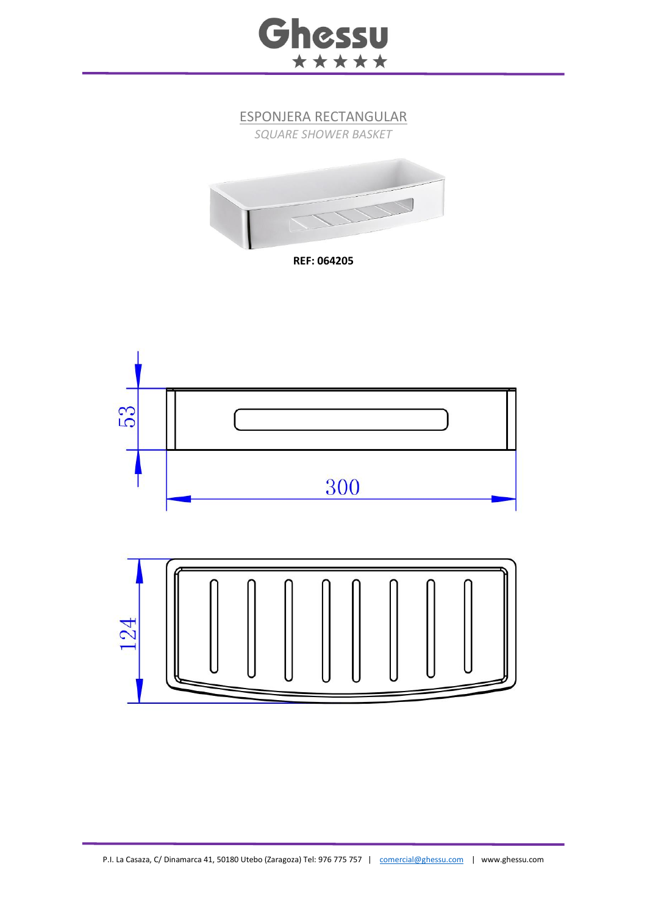# Ghessu

## ESPONJERA RECTANGULAR

*SQUARE SHOWER BASKET*

**REF: 064205**

53

300

124

P.I. La Casaza, C/ Dinamarca 41, 50180 Utebo (Zaragoza) Tel: 976 775 757 | comercial@ghessu.com | www.ghessu.com